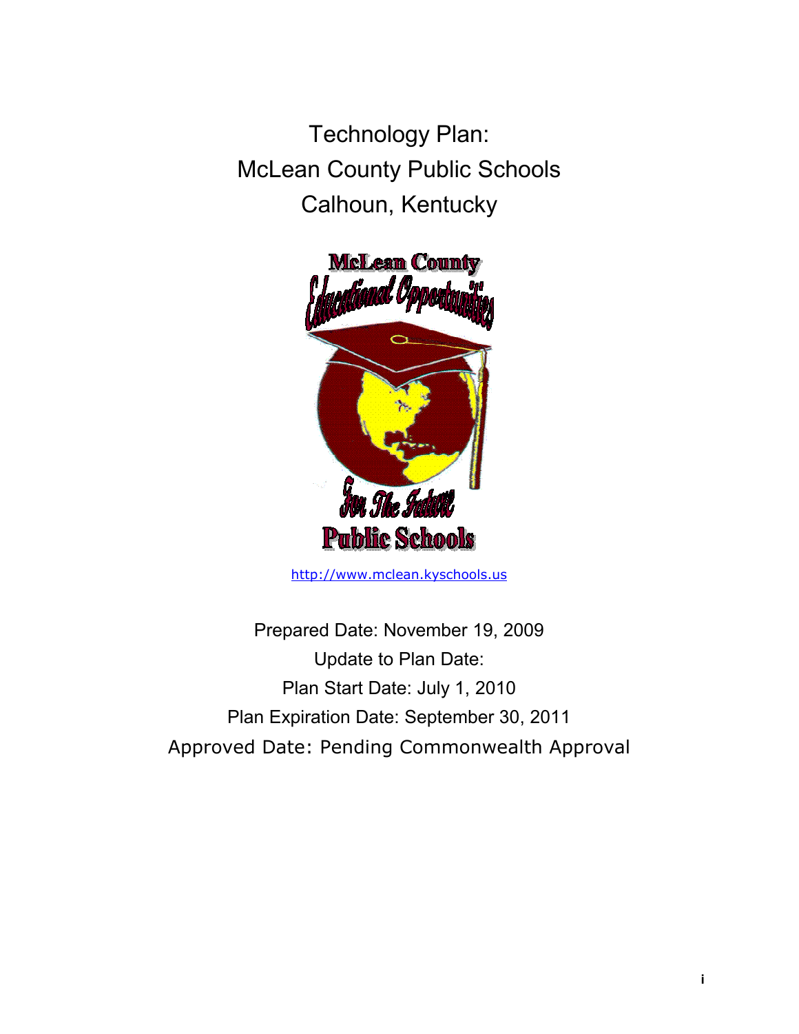# Technology Plan: McLean County Public Schools Calhoun, Kentucky

http://www.mclean.kyschools.us

Prepared Date: November 19, 2009

Update to Plan Date:

Plan Start Date: July 1, 2010

Plan Expiration Date: September 30, 2011

Approved Date: Pending Commonwealth Approval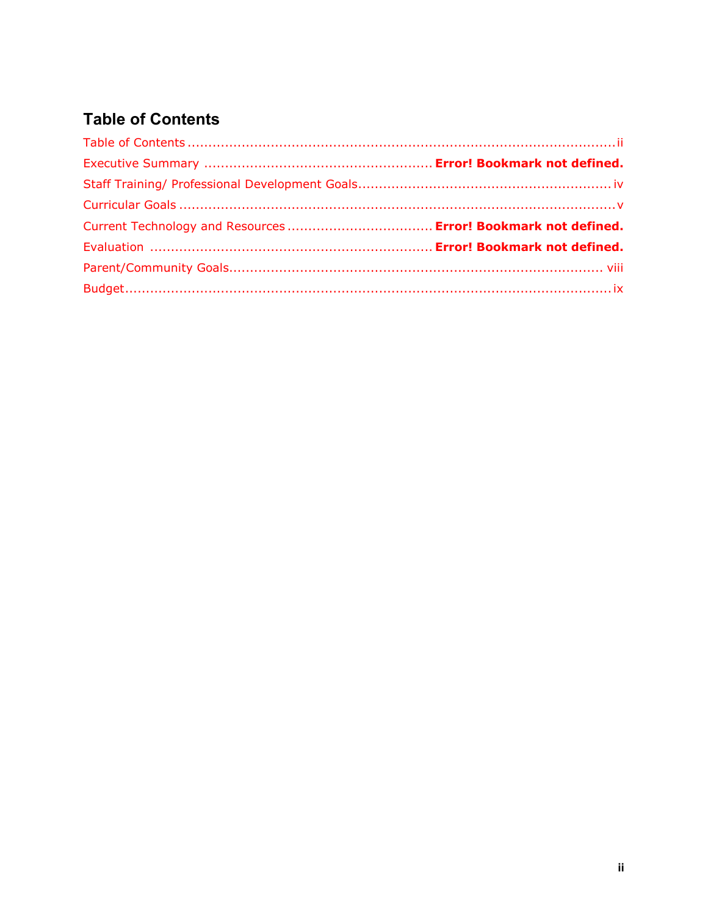## Table of Contents

Table of Contents ........................................................................................................ii
Executive Summary ....................................................... **Error! Bookmark not defined.**
Staff Training/ Professional Development Goals............................................................iv
Curricular Goals .............................................................................................................v
Current Technology and Resources .................................. **Error! Bookmark not defined.**
Evaluation .................................................................... **Error! Bookmark not defined.**
Parent/Community Goals.......................................................................................... viii
Budget.........................................................................................................................ix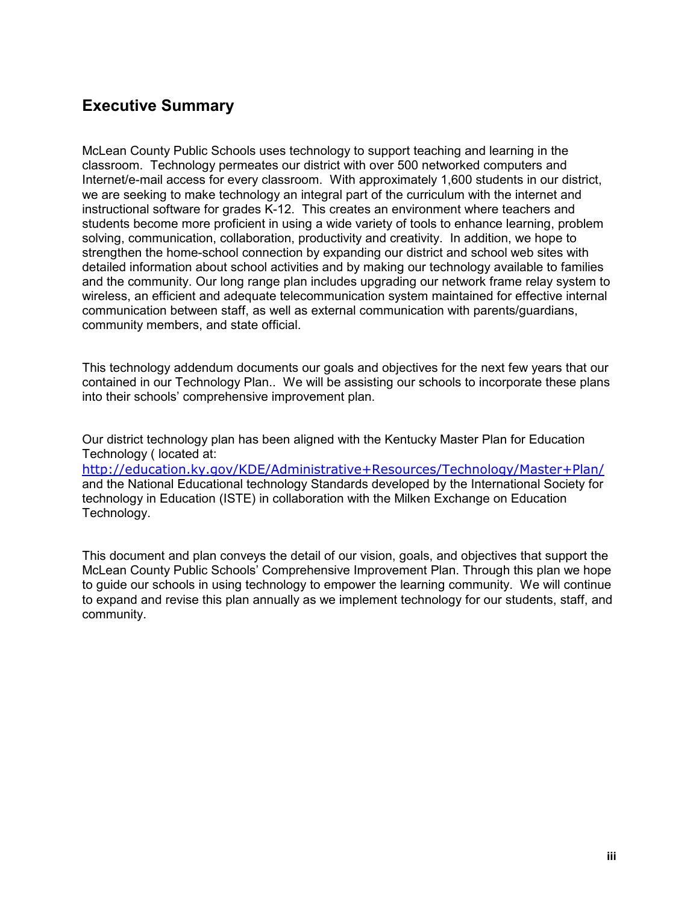## Executive Summary

McLean County Public Schools uses technology to support teaching and learning in the classroom. Technology permeates our district with over 500 networked computers and Internet/e-mail access for every classroom. With approximately 1,600 students in our district, we are seeking to make technology an integral part of the curriculum with the internet and instructional software for grades K-12. This creates an environment where teachers and students become more proficient in using a wide variety of tools to enhance learning, problem solving, communication, collaboration, productivity and creativity. In addition, we hope to strengthen the home-school connection by expanding our district and school web sites with detailed information about school activities and by making our technology available to families and the community. Our long range plan includes upgrading our network frame relay system to wireless, an efficient and adequate telecommunication system maintained for effective internal communication between staff, as well as external communication with parents/guardians, community members, and state official.

This technology addendum documents our goals and objectives for the next few years that our contained in our Technology Plan.. We will be assisting our schools to incorporate these plans into their schools' comprehensive improvement plan.

Our district technology plan has been aligned with the Kentucky Master Plan for Education Technology ( located at: http://education.ky.gov/KDE/Administrative+Resources/Technology/Master+Plan/ and the National Educational technology Standards developed by the International Society for technology in Education (ISTE) in collaboration with the Milken Exchange on Education Technology.

This document and plan conveys the detail of our vision, goals, and objectives that support the McLean County Public Schools' Comprehensive Improvement Plan. Through this plan we hope to guide our schools in using technology to empower the learning community. We will continue to expand and revise this plan annually as we implement technology for our students, staff, and community.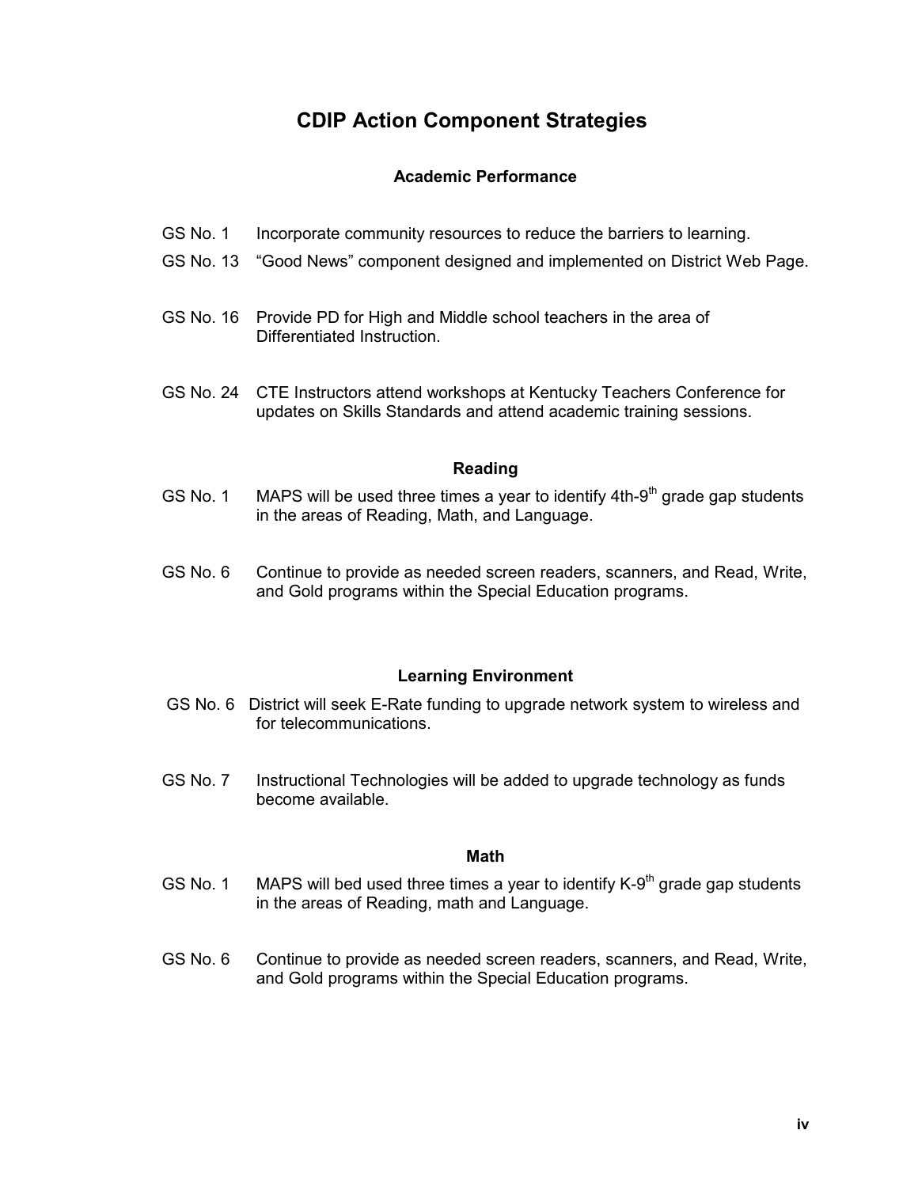# CDIP Action Component Strategies

### Academic Performance

GS No. 1 Incorporate community resources to reduce the barriers to learning.

GS No. 13 "Good News" component designed and implemented on District Web Page.

GS No. 16 Provide PD for High and Middle school teachers in the area of Differentiated Instruction.

GS No. 24 CTE Instructors attend workshops at Kentucky Teachers Conference for updates on Skills Standards and attend academic training sessions.

### Reading

GS No. 1 MAPS will be used three times a year to identify 4th-9th grade gap students in the areas of Reading, Math, and Language.

GS No. 6 Continue to provide as needed screen readers, scanners, and Read, Write, and Gold programs within the Special Education programs.

### Learning Environment

GS No. 6 District will seek E-Rate funding to upgrade network system to wireless and for telecommunications.

GS No. 7 Instructional Technologies will be added to upgrade technology as funds become available.

### Math

GS No. 1 MAPS will bed used three times a year to identify K-9th grade gap students in the areas of Reading, math and Language.

GS No. 6 Continue to provide as needed screen readers, scanners, and Read, Write, and Gold programs within the Special Education programs.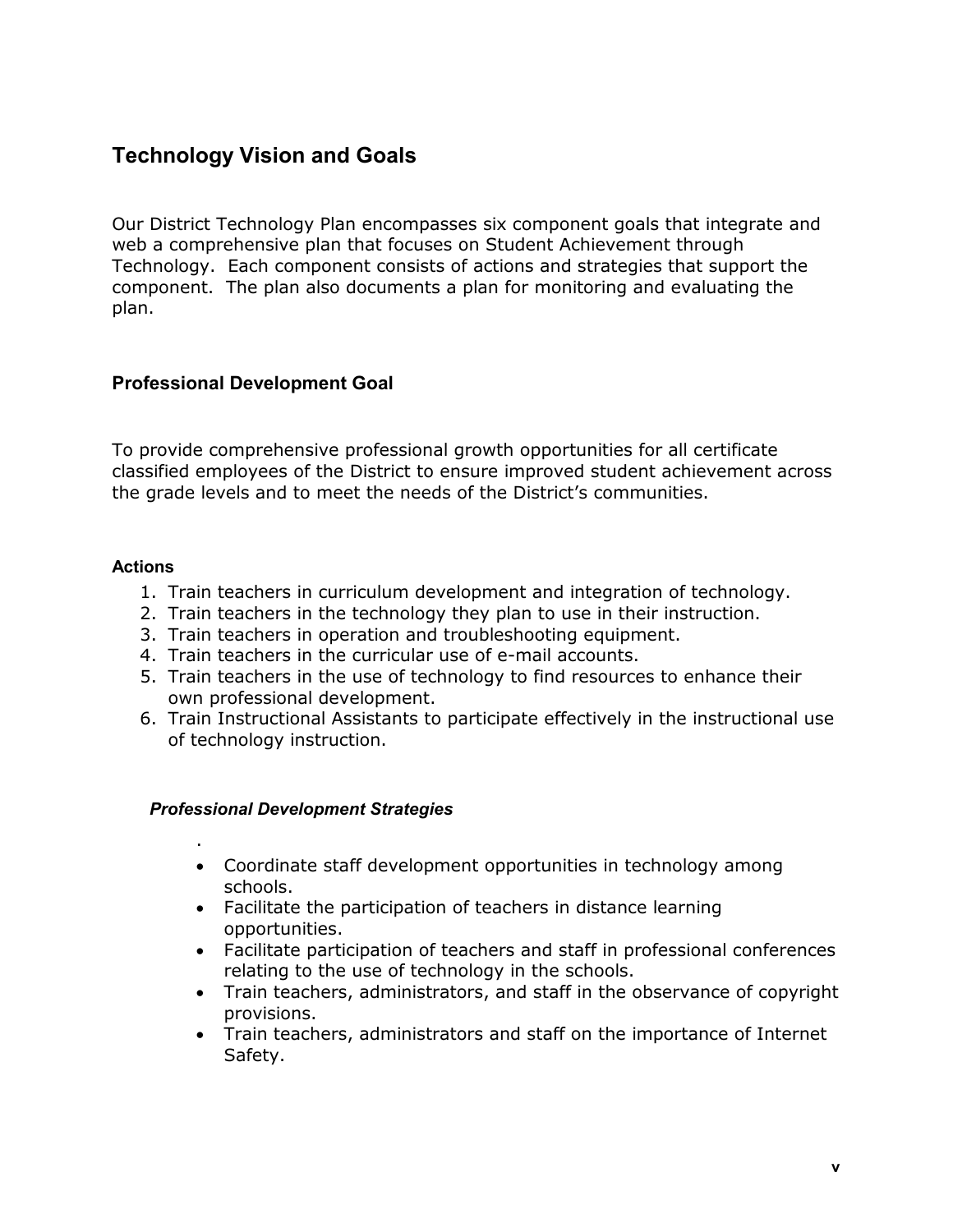## Technology Vision and Goals

Our District Technology Plan encompasses six component goals that integrate and web a comprehensive plan that focuses on Student Achievement through Technology. Each component consists of actions and strategies that support the component. The plan also documents a plan for monitoring and evaluating the plan.

### Professional Development Goal

To provide comprehensive professional growth opportunities for all certificate classified employees of the District to ensure improved student achievement across the grade levels and to meet the needs of the District's communities.

#### Actions

1. Train teachers in curriculum development and integration of technology.
2. Train teachers in the technology they plan to use in their instruction.
3. Train teachers in operation and troubleshooting equipment.
4. Train teachers in the curricular use of e-mail accounts.
5. Train teachers in the use of technology to find resources to enhance their own professional development.
6. Train Instructional Assistants to participate effectively in the instructional use of technology instruction.

#### *Professional Development Strategies*

.

- Coordinate staff development opportunities in technology among schools.
- Facilitate the participation of teachers in distance learning opportunities.
- Facilitate participation of teachers and staff in professional conferences relating to the use of technology in the schools.
- Train teachers, administrators, and staff in the observance of copyright provisions.
- Train teachers, administrators and staff on the importance of Internet Safety.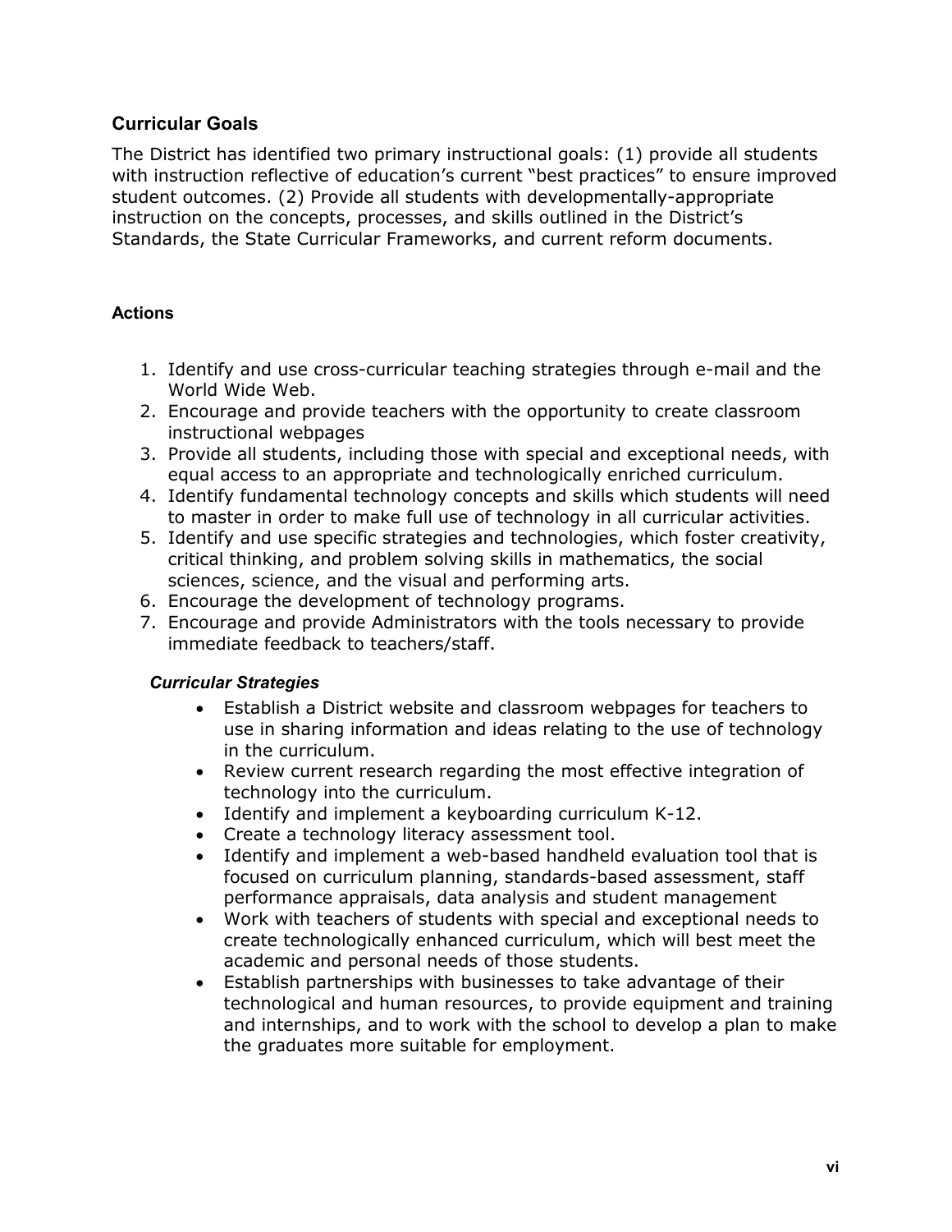## Curricular Goals

The District has identified two primary instructional goals: (1) provide all students with instruction reflective of education's current "best practices" to ensure improved student outcomes. (2) Provide all students with developmentally-appropriate instruction on the concepts, processes, and skills outlined in the District's Standards, the State Curricular Frameworks, and current reform documents.

### Actions

1. Identify and use cross-curricular teaching strategies through e-mail and the World Wide Web.
2. Encourage and provide teachers with the opportunity to create classroom instructional webpages
3. Provide all students, including those with special and exceptional needs, with equal access to an appropriate and technologically enriched curriculum.
4. Identify fundamental technology concepts and skills which students will need to master in order to make full use of technology in all curricular activities.
5. Identify and use specific strategies and technologies, which foster creativity, critical thinking, and problem solving skills in mathematics, the social sciences, science, and the visual and performing arts.
6. Encourage the development of technology programs.
7. Encourage and provide Administrators with the tools necessary to provide immediate feedback to teachers/staff.

#### *Curricular Strategies*

- Establish a District website and classroom webpages for teachers to use in sharing information and ideas relating to the use of technology in the curriculum.
- Review current research regarding the most effective integration of technology into the curriculum.
- Identify and implement a keyboarding curriculum K-12.
- Create a technology literacy assessment tool.
- Identify and implement a web-based handheld evaluation tool that is focused on curriculum planning, standards-based assessment, staff performance appraisals, data analysis and student management
- Work with teachers of students with special and exceptional needs to create technologically enhanced curriculum, which will best meet the academic and personal needs of those students.
- Establish partnerships with businesses to take advantage of their technological and human resources, to provide equipment and training and internships, and to work with the school to develop a plan to make the graduates more suitable for employment.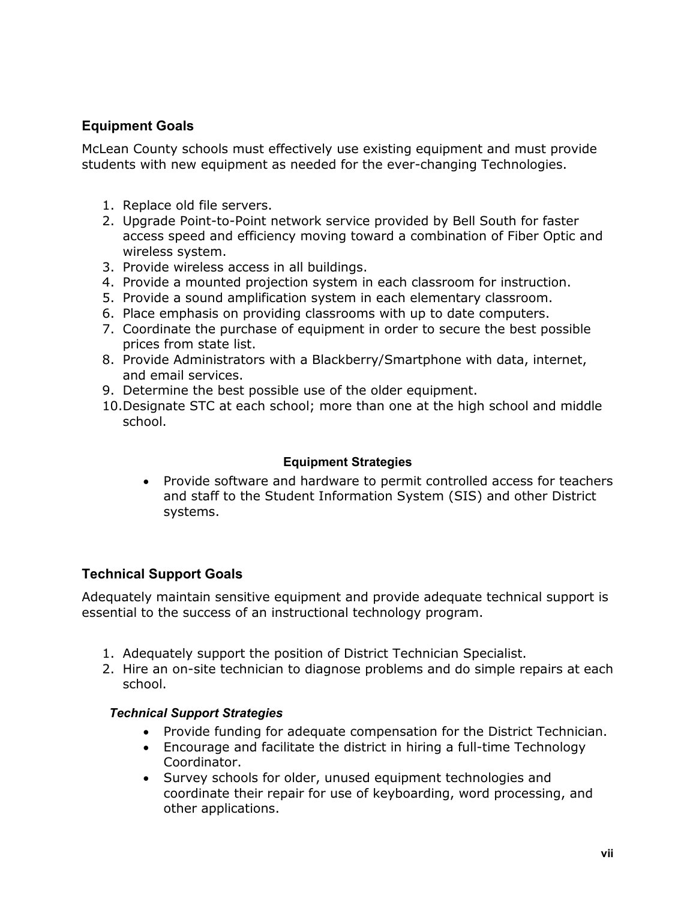## Equipment Goals

McLean County schools must effectively use existing equipment and must provide students with new equipment as needed for the ever-changing Technologies.

1. Replace old file servers.
2. Upgrade Point-to-Point network service provided by Bell South for faster access speed and efficiency moving toward a combination of Fiber Optic and wireless system.
3. Provide wireless access in all buildings.
4. Provide a mounted projection system in each classroom for instruction.
5. Provide a sound amplification system in each elementary classroom.
6. Place emphasis on providing classrooms with up to date computers.
7. Coordinate the purchase of equipment in order to secure the best possible prices from state list.
8. Provide Administrators with a Blackberry/Smartphone with data, internet, and email services.
9. Determine the best possible use of the older equipment.
10. Designate STC at each school; more than one at the high school and middle school.

#### Equipment Strategies

- Provide software and hardware to permit controlled access for teachers and staff to the Student Information System (SIS) and other District systems.

## Technical Support Goals

Adequately maintain sensitive equipment and provide adequate technical support is essential to the success of an instructional technology program.

1. Adequately support the position of District Technician Specialist.
2. Hire an on-site technician to diagnose problems and do simple repairs at each school.

#### *Technical Support Strategies*

- Provide funding for adequate compensation for the District Technician.
- Encourage and facilitate the district in hiring a full-time Technology Coordinator.
- Survey schools for older, unused equipment technologies and coordinate their repair for use of keyboarding, word processing, and other applications.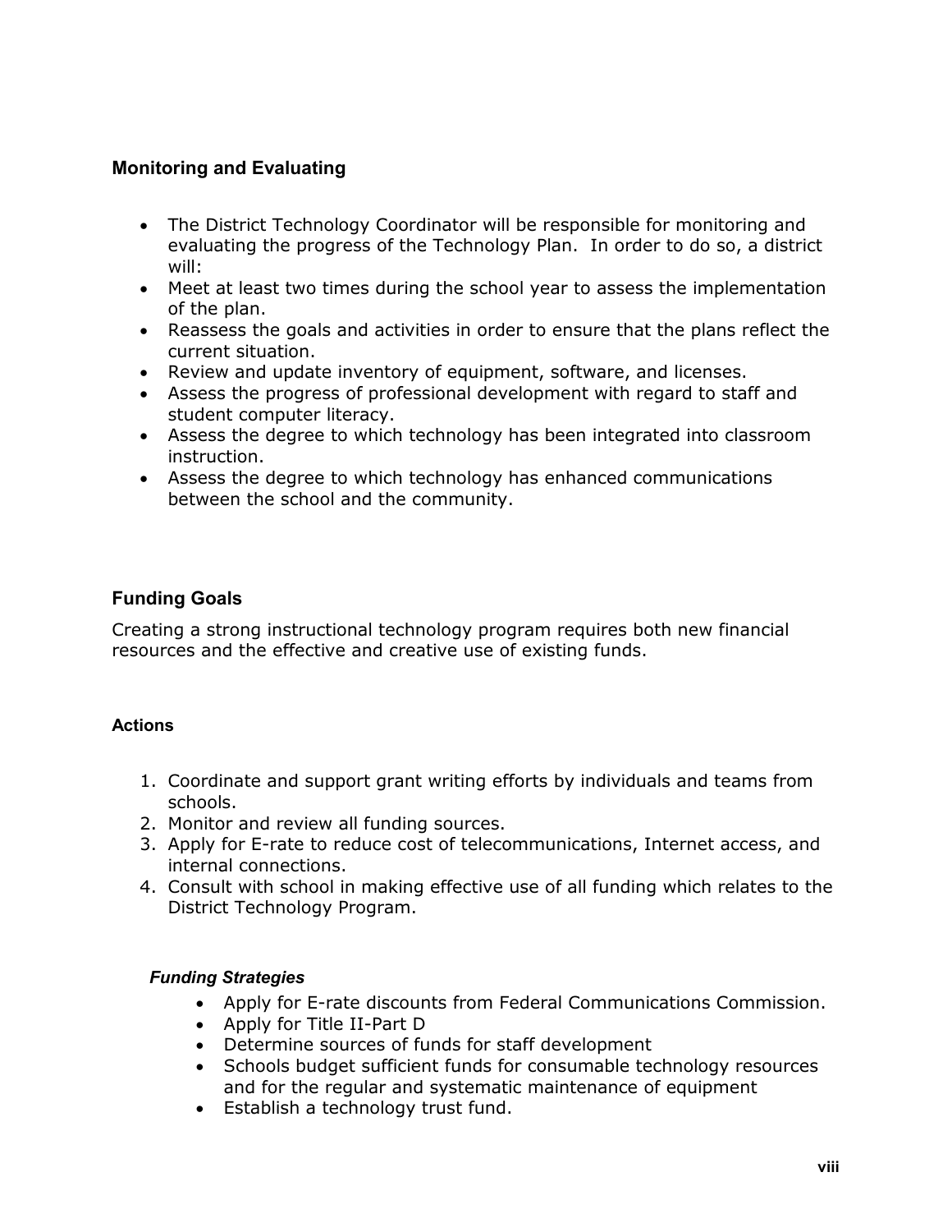## Monitoring and Evaluating

- The District Technology Coordinator will be responsible for monitoring and evaluating the progress of the Technology Plan. In order to do so, a district will:
- Meet at least two times during the school year to assess the implementation of the plan.
- Reassess the goals and activities in order to ensure that the plans reflect the current situation.
- Review and update inventory of equipment, software, and licenses.
- Assess the progress of professional development with regard to staff and student computer literacy.
- Assess the degree to which technology has been integrated into classroom instruction.
- Assess the degree to which technology has enhanced communications between the school and the community.

## Funding Goals

Creating a strong instructional technology program requires both new financial resources and the effective and creative use of existing funds.

#### Actions

1. Coordinate and support grant writing efforts by individuals and teams from schools.
2. Monitor and review all funding sources.
3. Apply for E-rate to reduce cost of telecommunications, Internet access, and internal connections.
4. Consult with school in making effective use of all funding which relates to the District Technology Program.

#### *Funding Strategies*

- Apply for E-rate discounts from Federal Communications Commission.
- Apply for Title II-Part D
- Determine sources of funds for staff development
- Schools budget sufficient funds for consumable technology resources and for the regular and systematic maintenance of equipment
- Establish a technology trust fund.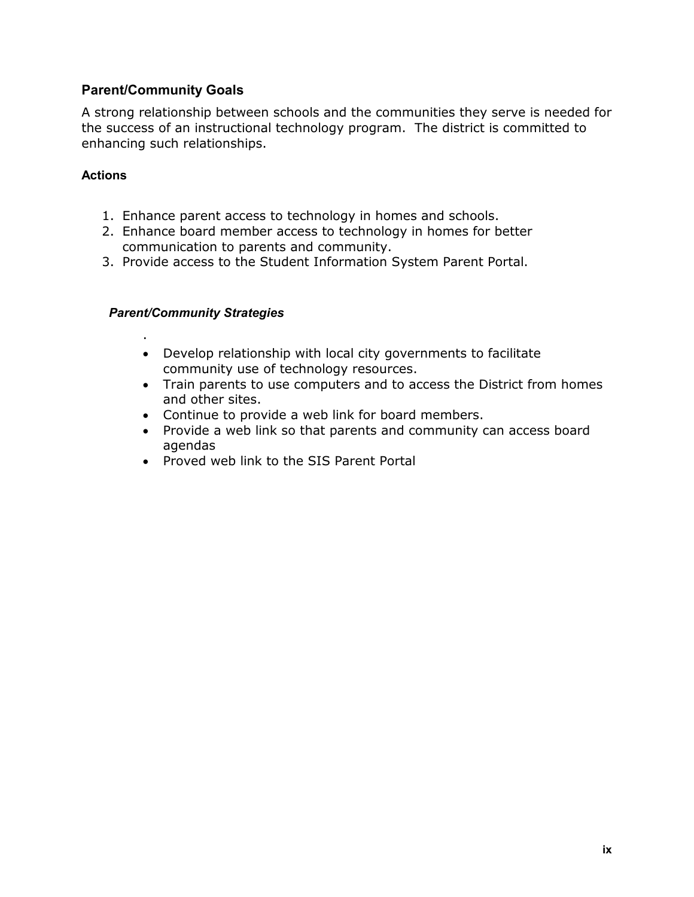## Parent/Community Goals

A strong relationship between schools and the communities they serve is needed for the success of an instructional technology program. The district is committed to enhancing such relationships.

### Actions

1. Enhance parent access to technology in homes and schools.
2. Enhance board member access to technology in homes for better communication to parents and community.
3. Provide access to the Student Information System Parent Portal.

#### *Parent/Community Strategies*

.

- Develop relationship with local city governments to facilitate community use of technology resources.
- Train parents to use computers and to access the District from homes and other sites.
- Continue to provide a web link for board members.
- Provide a web link so that parents and community can access board agendas
- Proved web link to the SIS Parent Portal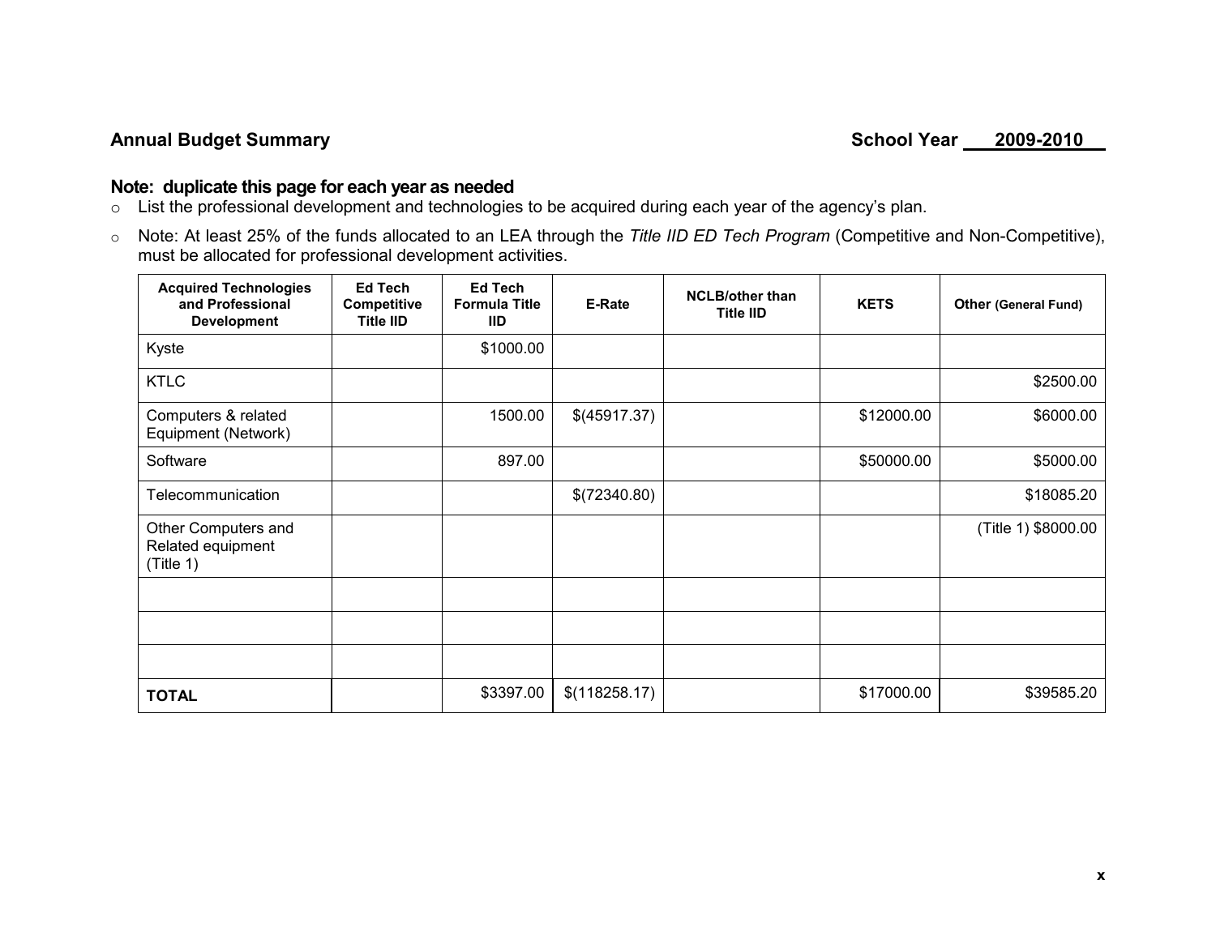**Annual Budget Summary** **School Year 2009-2010**

**Note: duplicate this page for each year as needed**

- List the professional development and technologies to be acquired during each year of the agency's plan.
- Note: At least 25% of the funds allocated to an LEA through the *Title IID ED Tech Program* (Competitive and Non-Competitive), must be allocated for professional development activities.

| Acquired Technologies and Professional Development | Ed Tech Competitive Title IID | Ed Tech Formula Title IID | E-Rate | NCLB/other than Title IID | KETS | Other (General Fund) |
|---|---|---|---|---|---|---|
| Kyste | | $1000.00 | | | | |
| KTLC | | | | | | $2500.00 |
| Computers & related Equipment (Network) | | 1500.00 | $(45917.37) | | $12000.00 | $6000.00 |
| Software | | 897.00 | | | $50000.00 | $5000.00 |
| Telecommunication | | | $(72340.80) | | | $18085.20 |
| Other Computers and Related equipment (Title 1) | | | | | | (Title 1) $8000.00 |
| | | | | | | |
| | | | | | | |
| | | | | | | |
| **TOTAL** | | $3397.00 | $(118258.17) | | $17000.00 | $39585.20 |